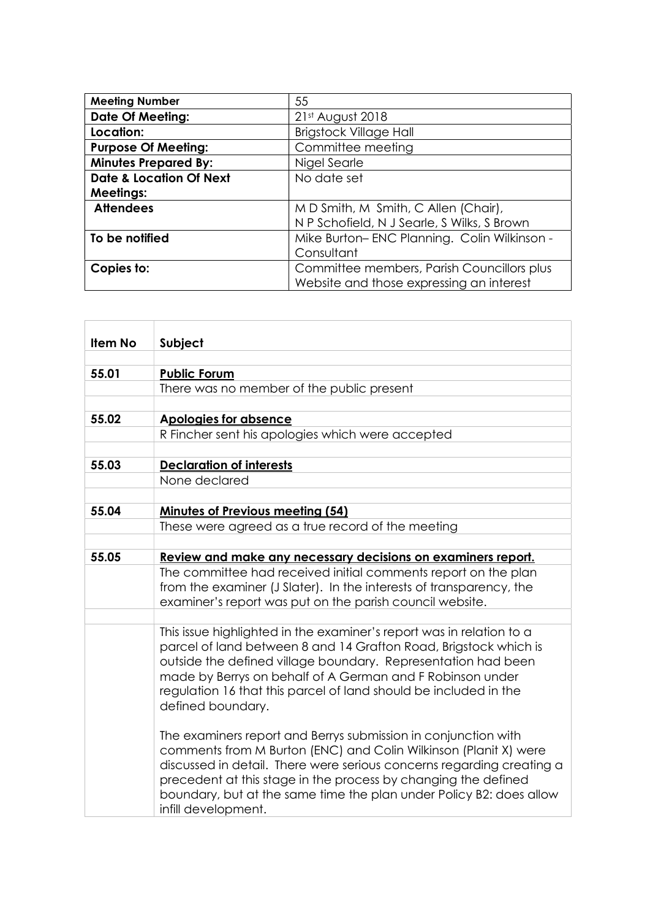| Meeting Number | 55 |
|---|---|
| **Date Of Meeting:** | 21st August 2018 |
| **Location:** | Brigstock Village Hall |
| **Purpose Of Meeting:** | Committee meeting |
| **Minutes Prepared By:** | Nigel Searle |
| **Date & Location Of Next Meetings:** | No date set |
| **Attendees** | M D Smith, M Smith, C Allen (Chair), N P Schofield, N J Searle, S Wilks, S Brown |
| **To be notified** | Mike Burton– ENC Planning. Colin Wilkinson - Consultant |
| **Copies to:** | Committee members, Parish Councillors plus Website and those expressing an interest |

| Item No | Subject |
|---|---|
| | |
| 55.01 | **Public Forum** |
| | There was no member of the public present |
| | |
| 55.02 | **Apologies for absence** |
| | R Fincher sent his apologies which were accepted |
| | |
| 55.03 | **Declaration of interests** |
| | None declared |
| | |
| 55.04 | **Minutes of Previous meeting (54)** |
| | These were agreed as a true record of the meeting |
| | |
| 55.05 | **Review and make any necessary decisions on examiners report.** |
| | The committee had received initial comments report on the plan from the examiner (J Slater). In the interests of transparency, the examiner's report was put on the parish council website. |
| | |
| | This issue highlighted in the examiner's report was in relation to a parcel of land between 8 and 14 Grafton Road, Brigstock which is outside the defined village boundary. Representation had been made by Berrys on behalf of A German and F Robinson under regulation 16 that this parcel of land should be included in the defined boundary.<br><br>The examiners report and Berrys submission in conjunction with comments from M Burton (ENC) and Colin Wilkinson (Planit X) were discussed in detail. There were serious concerns regarding creating a precedent at this stage in the process by changing the defined boundary, but at the same time the plan under Policy B2: does allow infill development. |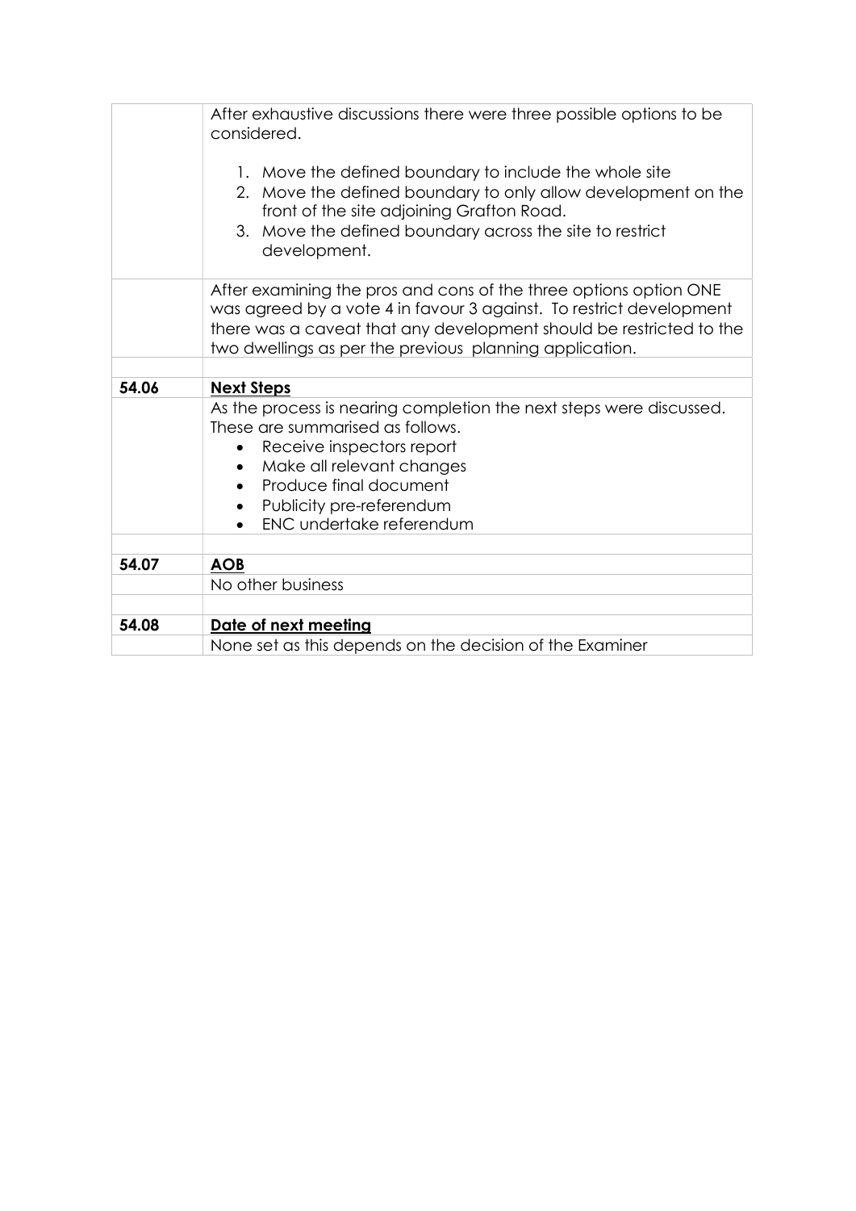| | |
|---|---|
| | After exhaustive discussions there were three possible options to be considered.<br><br>1. Move the defined boundary to include the whole site<br>2. Move the defined boundary to only allow development on the front of the site adjoining Grafton Road.<br>3. Move the defined boundary across the site to restrict development. |
| | After examining the pros and cons of the three options option ONE was agreed by a vote 4 in favour 3 against. To restrict development there was a caveat that any development should be restricted to the two dwellings as per the previous planning application. |
| | |
| **54.06** | **<u>Next Steps</u>** |
| | As the process is nearing completion the next steps were discussed. These are summarised as follows.<br>• Receive inspectors report<br>• Make all relevant changes<br>• Produce final document<br>• Publicity pre-referendum<br>• ENC undertake referendum |
| | |
| **54.07** | **<u>AOB</u>** |
| | No other business |
| | |
| **54.08** | **<u>Date of next meeting</u>** |
| | None set as this depends on the decision of the Examiner |